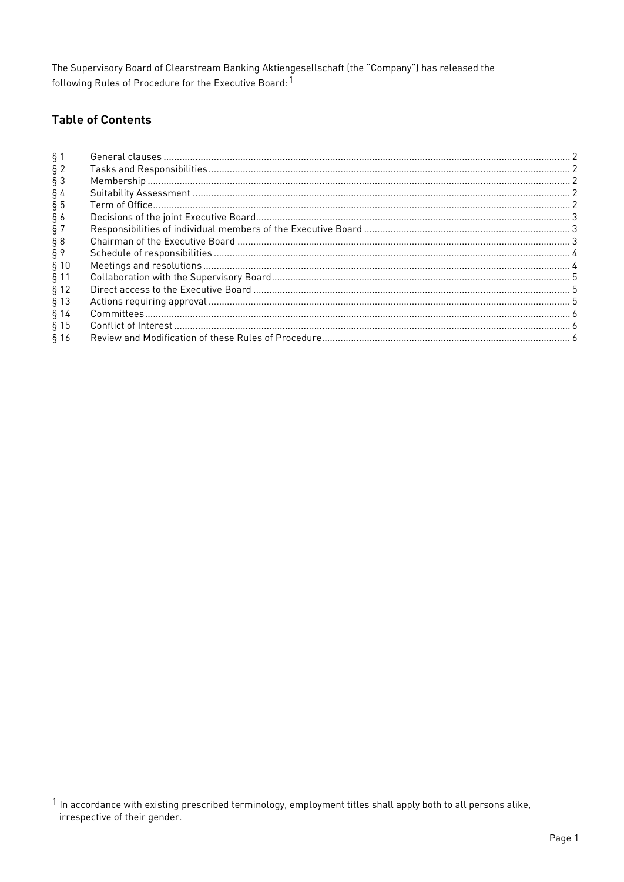The Supervisory Board of Clearstream Banking Aktiengesellschaft (the "Company") has released the following Rules of Procedure for the Executive Board:[1]

## Table of Contents

| | | |
|---|---|---|
| § 1 | General clauses | 2 |
| § 2 | Tasks and Responsibilities | 2 |
| § 3 | Membership | 2 |
| § 4 | Suitability Assessment | 2 |
| § 5 | Term of Office | 2 |
| § 6 | Decisions of the joint Executive Board | 3 |
| § 7 | Responsibilities of individual members of the Executive Board | 3 |
| § 8 | Chairman of the Executive Board | 3 |
| § 9 | Schedule of responsibilities | 4 |
| § 10 | Meetings and resolutions | 4 |
| § 11 | Collaboration with the Supervisory Board | 5 |
| § 12 | Direct access to the Executive Board | 5 |
| § 13 | Actions requiring approval | 5 |
| § 14 | Committees | 6 |
| § 15 | Conflict of Interest | 6 |
| § 16 | Review and Modification of these Rules of Procedure | 6 |

[1] In accordance with existing prescribed terminology, employment titles shall apply both to all persons alike, irrespective of their gender.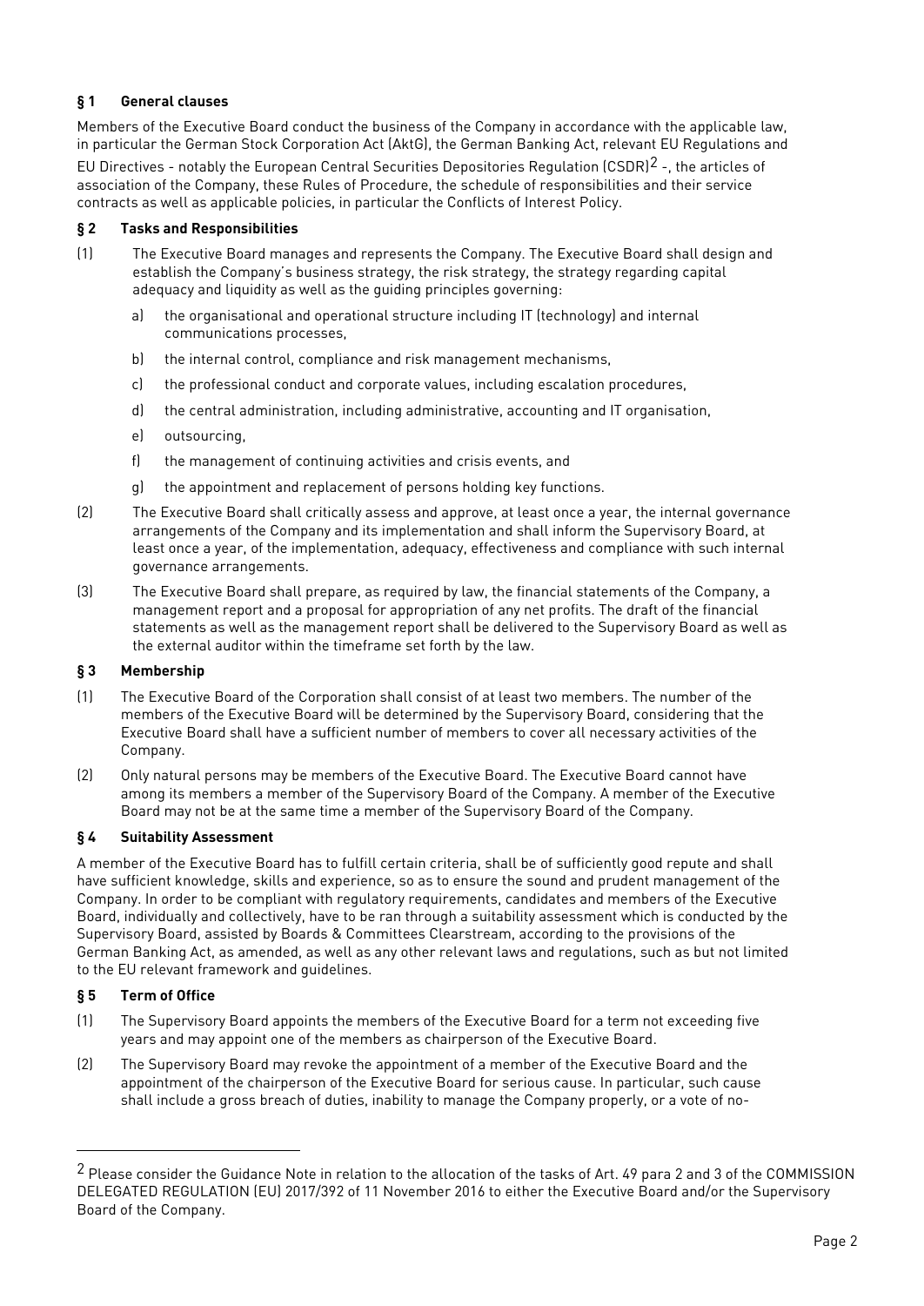## § 1 General clauses

Members of the Executive Board conduct the business of the Company in accordance with the applicable law, in particular the German Stock Corporation Act (AktG), the German Banking Act, relevant EU Regulations and EU Directives - notably the European Central Securities Depositories Regulation (CSDR)[2] -, the articles of association of the Company, these Rules of Procedure, the schedule of responsibilities and their service contracts as well as applicable policies, in particular the Conflicts of Interest Policy.

## § 2 Tasks and Responsibilities

(1) The Executive Board manages and represents the Company. The Executive Board shall design and establish the Company's business strategy, the risk strategy, the strategy regarding capital adequacy and liquidity as well as the guiding principles governing:

   a) the organisational and operational structure including IT (technology) and internal communications processes,

   b) the internal control, compliance and risk management mechanisms,

   c) the professional conduct and corporate values, including escalation procedures,

   d) the central administration, including administrative, accounting and IT organisation,

   e) outsourcing,

   f) the management of continuing activities and crisis events, and

   g) the appointment and replacement of persons holding key functions.

(2) The Executive Board shall critically assess and approve, at least once a year, the internal governance arrangements of the Company and its implementation and shall inform the Supervisory Board, at least once a year, of the implementation, adequacy, effectiveness and compliance with such internal governance arrangements.

(3) The Executive Board shall prepare, as required by law, the financial statements of the Company, a management report and a proposal for appropriation of any net profits. The draft of the financial statements as well as the management report shall be delivered to the Supervisory Board as well as the external auditor within the timeframe set forth by the law.

## § 3 Membership

(1) The Executive Board of the Corporation shall consist of at least two members. The number of the members of the Executive Board will be determined by the Supervisory Board, considering that the Executive Board shall have a sufficient number of members to cover all necessary activities of the Company.

(2) Only natural persons may be members of the Executive Board. The Executive Board cannot have among its members a member of the Supervisory Board of the Company. A member of the Executive Board may not be at the same time a member of the Supervisory Board of the Company.

## § 4 Suitability Assessment

A member of the Executive Board has to fulfill certain criteria, shall be of sufficiently good repute and shall have sufficient knowledge, skills and experience, so as to ensure the sound and prudent management of the Company. In order to be compliant with regulatory requirements, candidates and members of the Executive Board, individually and collectively, have to be ran through a suitability assessment which is conducted by the Supervisory Board, assisted by Boards & Committees Clearstream, according to the provisions of the German Banking Act, as amended, as well as any other relevant laws and regulations, such as but not limited to the EU relevant framework and guidelines.

## § 5 Term of Office

(1) The Supervisory Board appoints the members of the Executive Board for a term not exceeding five years and may appoint one of the members as chairperson of the Executive Board.

(2) The Supervisory Board may revoke the appointment of a member of the Executive Board and the appointment of the chairperson of the Executive Board for serious cause. In particular, such cause shall include a gross breach of duties, inability to manage the Company properly, or a vote of no-

---

[2] Please consider the Guidance Note in relation to the allocation of the tasks of Art. 49 para 2 and 3 of the COMMISSION DELEGATED REGULATION (EU) 2017/392 of 11 November 2016 to either the Executive Board and/or the Supervisory Board of the Company.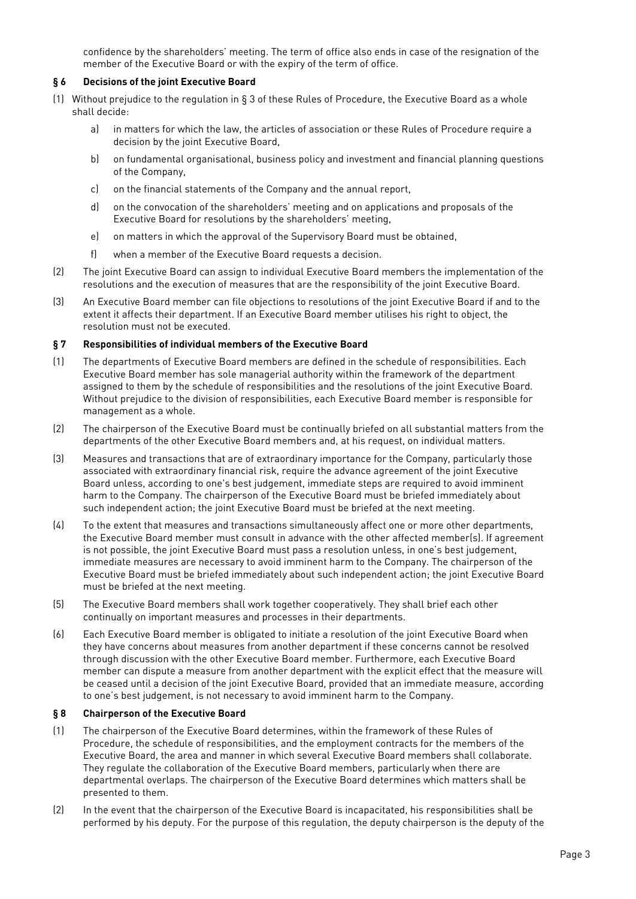confidence by the shareholders' meeting. The term of office also ends in case of the resignation of the member of the Executive Board or with the expiry of the term of office.

### § 6 Decisions of the joint Executive Board

(1) Without prejudice to the regulation in § 3 of these Rules of Procedure, the Executive Board as a whole shall decide:

a) in matters for which the law, the articles of association or these Rules of Procedure require a decision by the joint Executive Board,

b) on fundamental organisational, business policy and investment and financial planning questions of the Company,

c) on the financial statements of the Company and the annual report,

d) on the convocation of the shareholders' meeting and on applications and proposals of the Executive Board for resolutions by the shareholders' meeting,

e) on matters in which the approval of the Supervisory Board must be obtained,

f) when a member of the Executive Board requests a decision.

(2) The joint Executive Board can assign to individual Executive Board members the implementation of the resolutions and the execution of measures that are the responsibility of the joint Executive Board.

(3) An Executive Board member can file objections to resolutions of the joint Executive Board if and to the extent it affects their department. If an Executive Board member utilises his right to object, the resolution must not be executed.

### § 7 Responsibilities of individual members of the Executive Board

(1) The departments of Executive Board members are defined in the schedule of responsibilities. Each Executive Board member has sole managerial authority within the framework of the department assigned to them by the schedule of responsibilities and the resolutions of the joint Executive Board. Without prejudice to the division of responsibilities, each Executive Board member is responsible for management as a whole.

(2) The chairperson of the Executive Board must be continually briefed on all substantial matters from the departments of the other Executive Board members and, at his request, on individual matters.

(3) Measures and transactions that are of extraordinary importance for the Company, particularly those associated with extraordinary financial risk, require the advance agreement of the joint Executive Board unless, according to one's best judgement, immediate steps are required to avoid imminent harm to the Company. The chairperson of the Executive Board must be briefed immediately about such independent action; the joint Executive Board must be briefed at the next meeting.

(4) To the extent that measures and transactions simultaneously affect one or more other departments, the Executive Board member must consult in advance with the other affected member(s). If agreement is not possible, the joint Executive Board must pass a resolution unless, in one's best judgement, immediate measures are necessary to avoid imminent harm to the Company. The chairperson of the Executive Board must be briefed immediately about such independent action; the joint Executive Board must be briefed at the next meeting.

(5) The Executive Board members shall work together cooperatively. They shall brief each other continually on important measures and processes in their departments.

(6) Each Executive Board member is obligated to initiate a resolution of the joint Executive Board when they have concerns about measures from another department if these concerns cannot be resolved through discussion with the other Executive Board member. Furthermore, each Executive Board member can dispute a measure from another department with the explicit effect that the measure will be ceased until a decision of the joint Executive Board, provided that an immediate measure, according to one's best judgement, is not necessary to avoid imminent harm to the Company.

### § 8 Chairperson of the Executive Board

(1) The chairperson of the Executive Board determines, within the framework of these Rules of Procedure, the schedule of responsibilities, and the employment contracts for the members of the Executive Board, the area and manner in which several Executive Board members shall collaborate. They regulate the collaboration of the Executive Board members, particularly when there are departmental overlaps. The chairperson of the Executive Board determines which matters shall be presented to them.

(2) In the event that the chairperson of the Executive Board is incapacitated, his responsibilities shall be performed by his deputy. For the purpose of this regulation, the deputy chairperson is the deputy of the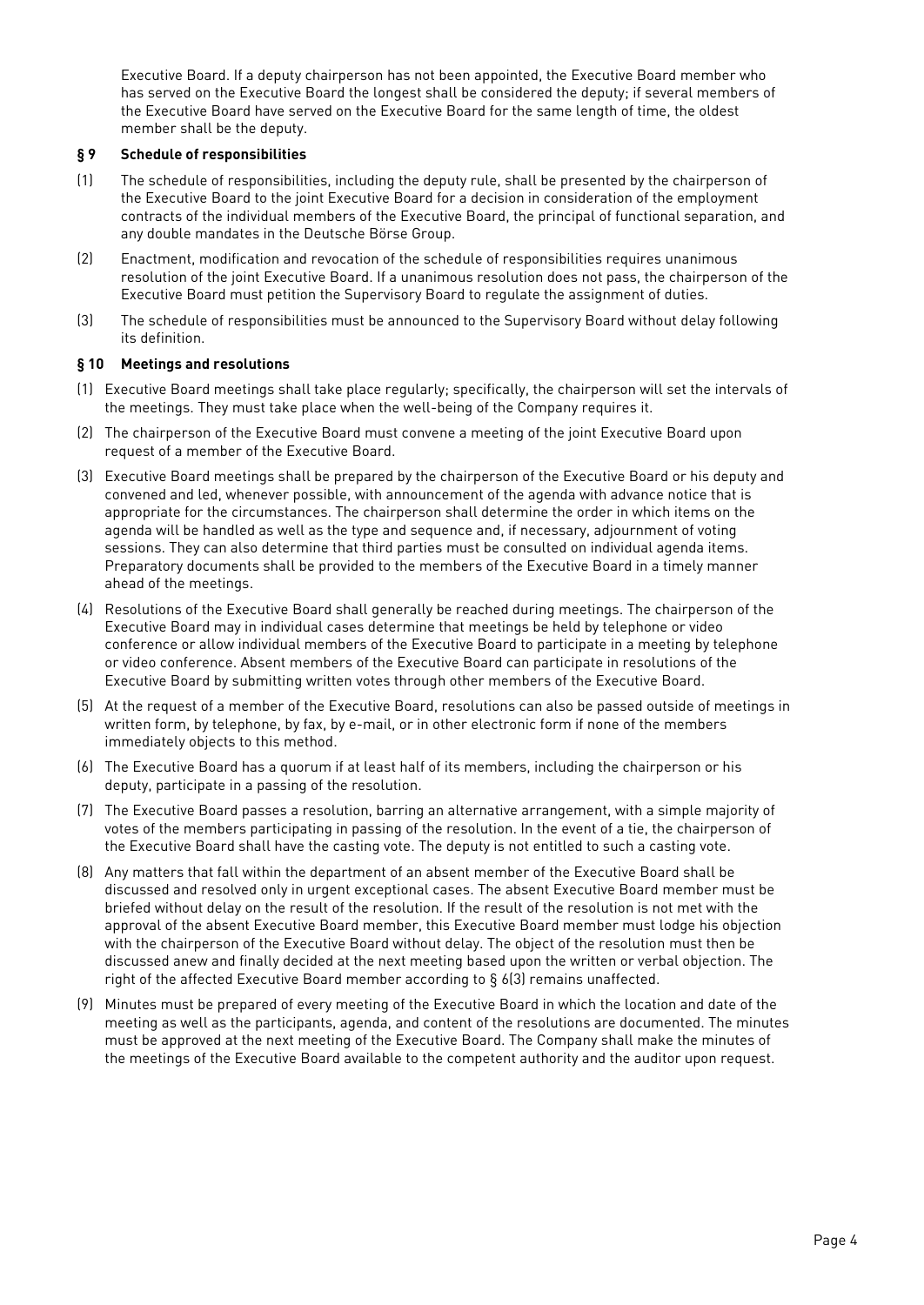Executive Board. If a deputy chairperson has not been appointed, the Executive Board member who has served on the Executive Board the longest shall be considered the deputy; if several members of the Executive Board have served on the Executive Board for the same length of time, the oldest member shall be the deputy.

### § 9 Schedule of responsibilities

(1) The schedule of responsibilities, including the deputy rule, shall be presented by the chairperson of the Executive Board to the joint Executive Board for a decision in consideration of the employment contracts of the individual members of the Executive Board, the principal of functional separation, and any double mandates in the Deutsche Börse Group.

(2) Enactment, modification and revocation of the schedule of responsibilities requires unanimous resolution of the joint Executive Board. If a unanimous resolution does not pass, the chairperson of the Executive Board must petition the Supervisory Board to regulate the assignment of duties.

(3) The schedule of responsibilities must be announced to the Supervisory Board without delay following its definition.

### § 10 Meetings and resolutions

(1) Executive Board meetings shall take place regularly; specifically, the chairperson will set the intervals of the meetings. They must take place when the well-being of the Company requires it.

(2) The chairperson of the Executive Board must convene a meeting of the joint Executive Board upon request of a member of the Executive Board.

(3) Executive Board meetings shall be prepared by the chairperson of the Executive Board or his deputy and convened and led, whenever possible, with announcement of the agenda with advance notice that is appropriate for the circumstances. The chairperson shall determine the order in which items on the agenda will be handled as well as the type and sequence and, if necessary, adjournment of voting sessions. They can also determine that third parties must be consulted on individual agenda items. Preparatory documents shall be provided to the members of the Executive Board in a timely manner ahead of the meetings.

(4) Resolutions of the Executive Board shall generally be reached during meetings. The chairperson of the Executive Board may in individual cases determine that meetings be held by telephone or video conference or allow individual members of the Executive Board to participate in a meeting by telephone or video conference. Absent members of the Executive Board can participate in resolutions of the Executive Board by submitting written votes through other members of the Executive Board.

(5) At the request of a member of the Executive Board, resolutions can also be passed outside of meetings in written form, by telephone, by fax, by e-mail, or in other electronic form if none of the members immediately objects to this method.

(6) The Executive Board has a quorum if at least half of its members, including the chairperson or his deputy, participate in a passing of the resolution.

(7) The Executive Board passes a resolution, barring an alternative arrangement, with a simple majority of votes of the members participating in passing of the resolution. In the event of a tie, the chairperson of the Executive Board shall have the casting vote. The deputy is not entitled to such a casting vote.

(8) Any matters that fall within the department of an absent member of the Executive Board shall be discussed and resolved only in urgent exceptional cases. The absent Executive Board member must be briefed without delay on the result of the resolution. If the result of the resolution is not met with the approval of the absent Executive Board member, this Executive Board member must lodge his objection with the chairperson of the Executive Board without delay. The object of the resolution must then be discussed anew and finally decided at the next meeting based upon the written or verbal objection. The right of the affected Executive Board member according to § 6(3) remains unaffected.

(9) Minutes must be prepared of every meeting of the Executive Board in which the location and date of the meeting as well as the participants, agenda, and content of the resolutions are documented. The minutes must be approved at the next meeting of the Executive Board. The Company shall make the minutes of the meetings of the Executive Board available to the competent authority and the auditor upon request.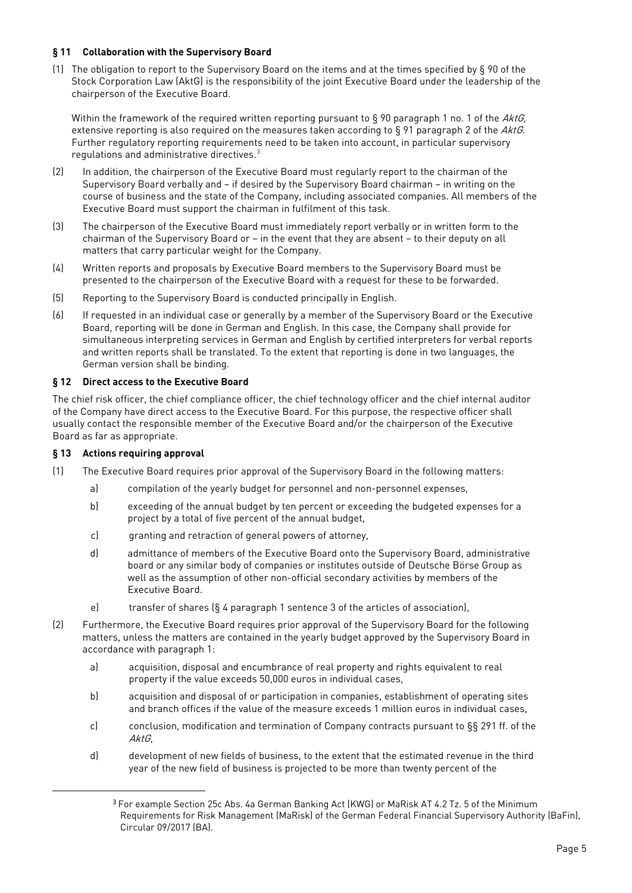### § 11 Collaboration with the Supervisory Board

(1) The obligation to report to the Supervisory Board on the items and at the times specified by § 90 of the Stock Corporation Law (AktG) is the responsibility of the joint Executive Board under the leadership of the chairperson of the Executive Board.

Within the framework of the required written reporting pursuant to § 90 paragraph 1 no. 1 of the *AktG*, extensive reporting is also required on the measures taken according to § 91 paragraph 2 of the *AktG*. Further regulatory reporting requirements need to be taken into account, in particular supervisory regulations and administrative directives.[3]

(2) In addition, the chairperson of the Executive Board must regularly report to the chairman of the Supervisory Board verbally and – if desired by the Supervisory Board chairman – in writing on the course of business and the state of the Company, including associated companies. All members of the Executive Board must support the chairman in fulfilment of this task.

(3) The chairperson of the Executive Board must immediately report verbally or in written form to the chairman of the Supervisory Board or – in the event that they are absent – to their deputy on all matters that carry particular weight for the Company.

(4) Written reports and proposals by Executive Board members to the Supervisory Board must be presented to the chairperson of the Executive Board with a request for these to be forwarded.

(5) Reporting to the Supervisory Board is conducted principally in English.

(6) If requested in an individual case or generally by a member of the Supervisory Board or the Executive Board, reporting will be done in German and English. In this case, the Company shall provide for simultaneous interpreting services in German and English by certified interpreters for verbal reports and written reports shall be translated. To the extent that reporting is done in two languages, the German version shall be binding.

### § 12 Direct access to the Executive Board

The chief risk officer, the chief compliance officer, the chief technology officer and the chief internal auditor of the Company have direct access to the Executive Board. For this purpose, the respective officer shall usually contact the responsible member of the Executive Board and/or the chairperson of the Executive Board as far as appropriate.

### § 13 Actions requiring approval

(1) The Executive Board requires prior approval of the Supervisory Board in the following matters:

   a) compilation of the yearly budget for personnel and non-personnel expenses,

   b) exceeding of the annual budget by ten percent or exceeding the budgeted expenses for a project by a total of five percent of the annual budget,

   c) granting and retraction of general powers of attorney,

   d) admittance of members of the Executive Board onto the Supervisory Board, administrative board or any similar body of companies or institutes outside of Deutsche Börse Group as well as the assumption of other non-official secondary activities by members of the Executive Board.

   e) transfer of shares (§ 4 paragraph 1 sentence 3 of the articles of association),

(2) Furthermore, the Executive Board requires prior approval of the Supervisory Board for the following matters, unless the matters are contained in the yearly budget approved by the Supervisory Board in accordance with paragraph 1:

   a) acquisition, disposal and encumbrance of real property and rights equivalent to real property if the value exceeds 50,000 euros in individual cases,

   b) acquisition and disposal of or participation in companies, establishment of operating sites and branch offices if the value of the measure exceeds 1 million euros in individual cases,

   c) conclusion, modification and termination of Company contracts pursuant to §§ 291 ff. of the *AktG*,

   d) development of new fields of business, to the extent that the estimated revenue in the third year of the new field of business is projected to be more than twenty percent of the

---

[3] For example Section 25c Abs. 4a German Banking Act (KWG) or MaRisk AT 4.2 Tz. 5 of the Minimum Requirements for Risk Management (MaRisk) of the German Federal Financial Supervisory Authority (BaFin), Circular 09/2017 (BA).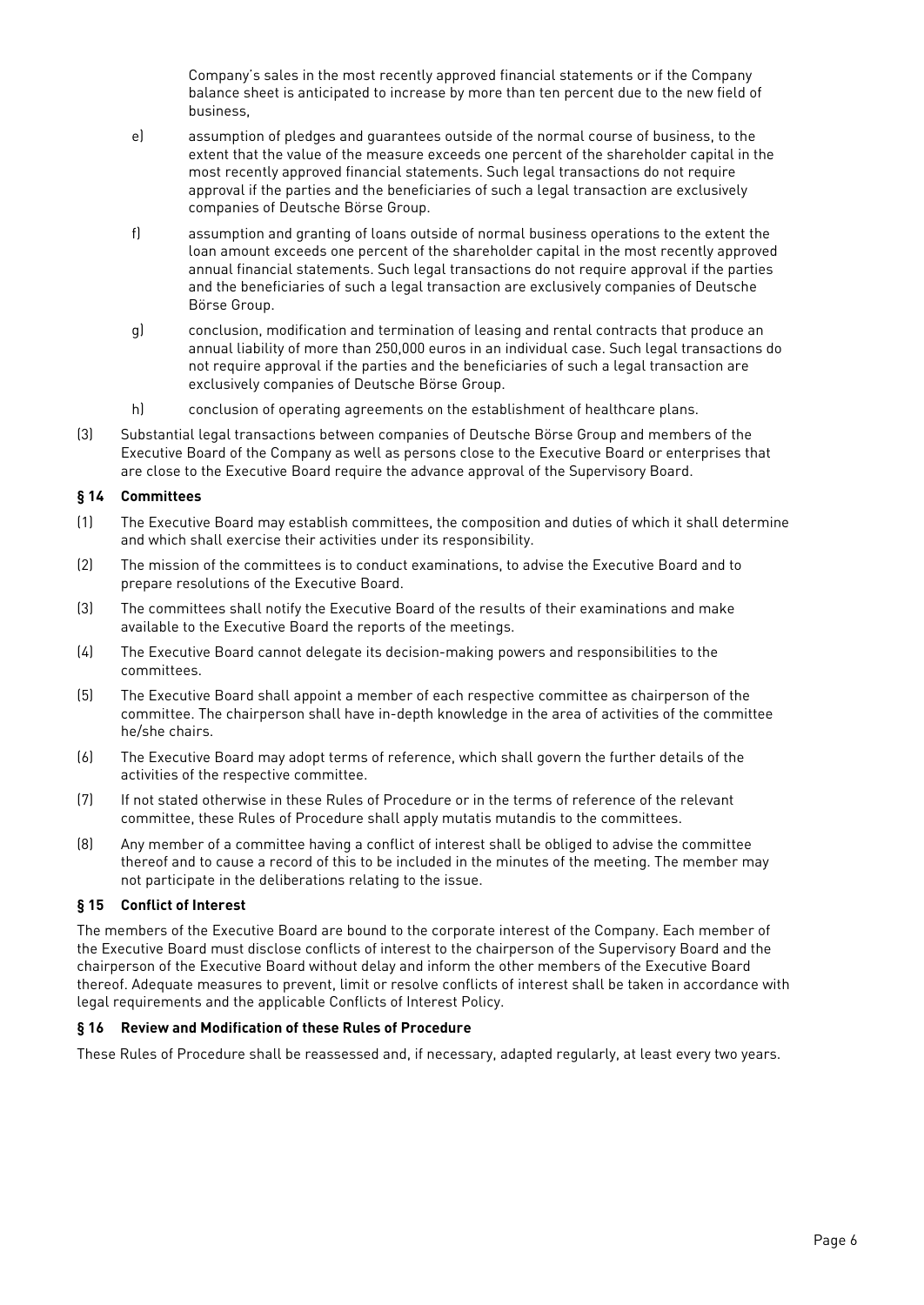Company's sales in the most recently approved financial statements or if the Company balance sheet is anticipated to increase by more than ten percent due to the new field of business,

e) assumption of pledges and guarantees outside of the normal course of business, to the extent that the value of the measure exceeds one percent of the shareholder capital in the most recently approved financial statements. Such legal transactions do not require approval if the parties and the beneficiaries of such a legal transaction are exclusively companies of Deutsche Börse Group.

f) assumption and granting of loans outside of normal business operations to the extent the loan amount exceeds one percent of the shareholder capital in the most recently approved annual financial statements. Such legal transactions do not require approval if the parties and the beneficiaries of such a legal transaction are exclusively companies of Deutsche Börse Group.

g) conclusion, modification and termination of leasing and rental contracts that produce an annual liability of more than 250,000 euros in an individual case. Such legal transactions do not require approval if the parties and the beneficiaries of such a legal transaction are exclusively companies of Deutsche Börse Group.

h) conclusion of operating agreements on the establishment of healthcare plans.

(3) Substantial legal transactions between companies of Deutsche Börse Group and members of the Executive Board of the Company as well as persons close to the Executive Board or enterprises that are close to the Executive Board require the advance approval of the Supervisory Board.

### § 14 Committees

(1) The Executive Board may establish committees, the composition and duties of which it shall determine and which shall exercise their activities under its responsibility.

(2) The mission of the committees is to conduct examinations, to advise the Executive Board and to prepare resolutions of the Executive Board.

(3) The committees shall notify the Executive Board of the results of their examinations and make available to the Executive Board the reports of the meetings.

(4) The Executive Board cannot delegate its decision-making powers and responsibilities to the committees.

(5) The Executive Board shall appoint a member of each respective committee as chairperson of the committee. The chairperson shall have in-depth knowledge in the area of activities of the committee he/she chairs.

(6) The Executive Board may adopt terms of reference, which shall govern the further details of the activities of the respective committee.

(7) If not stated otherwise in these Rules of Procedure or in the terms of reference of the relevant committee, these Rules of Procedure shall apply mutatis mutandis to the committees.

(8) Any member of a committee having a conflict of interest shall be obliged to advise the committee thereof and to cause a record of this to be included in the minutes of the meeting. The member may not participate in the deliberations relating to the issue.

### § 15 Conflict of Interest

The members of the Executive Board are bound to the corporate interest of the Company. Each member of the Executive Board must disclose conflicts of interest to the chairperson of the Supervisory Board and the chairperson of the Executive Board without delay and inform the other members of the Executive Board thereof. Adequate measures to prevent, limit or resolve conflicts of interest shall be taken in accordance with legal requirements and the applicable Conflicts of Interest Policy.

### § 16 Review and Modification of these Rules of Procedure

These Rules of Procedure shall be reassessed and, if necessary, adapted regularly, at least every two years.